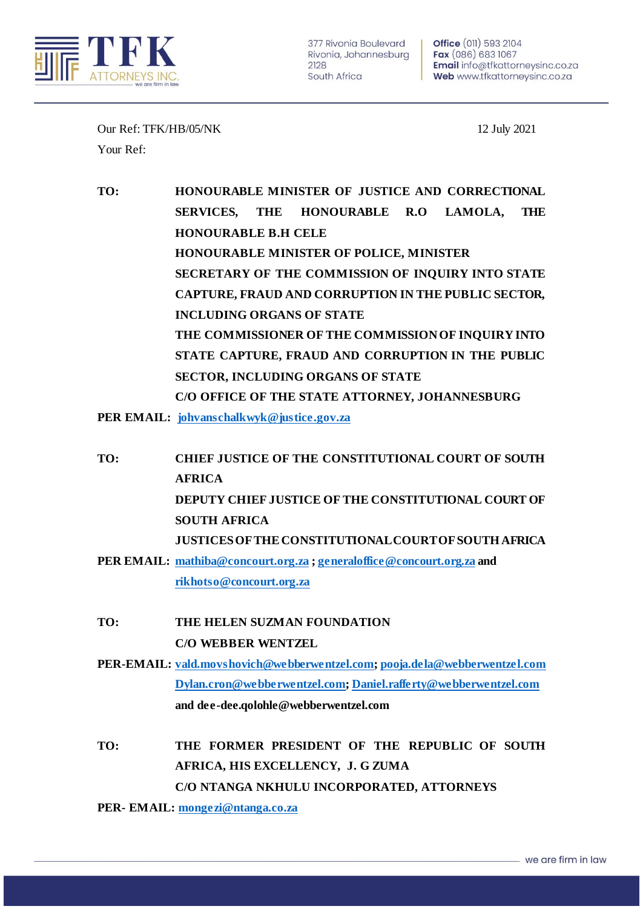**TFK ATTORNEYS INC.** we are firm in law

377 Rivonia Boulevard
Rivonia, Johannesburg
2128
South Africa

**Office** (011) 593 2104
**Fax** (086) 683 1067
**Email** info@tfkattorneysinc.co.za
**Web** www.tfkattorneysinc.co.za

Our Ref: TFK/HB/05/NK

12 July 2021

Your Ref:

**TO:** **HONOURABLE MINISTER OF JUSTICE AND CORRECTIONAL SERVICES, THE HONOURABLE R.O LAMOLA, THE HONOURABLE B.H CELE**
**HONOURABLE MINISTER OF POLICE, MINISTER**
**SECRETARY OF THE COMMISSION OF INQUIRY INTO STATE CAPTURE, FRAUD AND CORRUPTION IN THE PUBLIC SECTOR, INCLUDING ORGANS OF STATE**
**THE COMMISSIONER OF THE COMMISSION OF INQUIRY INTO STATE CAPTURE, FRAUD AND CORRUPTION IN THE PUBLIC SECTOR, INCLUDING ORGANS OF STATE**
**C/O OFFICE OF THE STATE ATTORNEY, JOHANNESBURG**

**PER EMAIL:** **johvanschalkwyk@justice.gov.za**

**TO:** **CHIEF JUSTICE OF THE CONSTITUTIONAL COURT OF SOUTH AFRICA**
**DEPUTY CHIEF JUSTICE OF THE CONSTITUTIONAL COURT OF SOUTH AFRICA**
**JUSTICES OF THE CONSTITUTIONAL COURT OF SOUTH AFRICA**

**PER EMAIL:** **mathiba@concourt.org.za ; generaloffice@concourt.org.za and rikhotso@concourt.org.za**

**TO:** **THE HELEN SUZMAN FOUNDATION**
**C/O WEBBER WENTZEL**

**PER-EMAIL:** **vald.movshovich@webberwentzel.com; pooja.dela@webberwentzel.com Dylan.cron@webberwentzel.com; Daniel.rafferty@webberwentzel.com and dee-dee.qolohle@webberwentzel.com**

**TO:** **THE FORMER PRESIDENT OF THE REPUBLIC OF SOUTH AFRICA, HIS EXCELLENCY, J. G ZUMA**
**C/O NTANGA NKHULU INCORPORATED, ATTORNEYS**

**PER- EMAIL:** **mongezi@ntanga.co.za**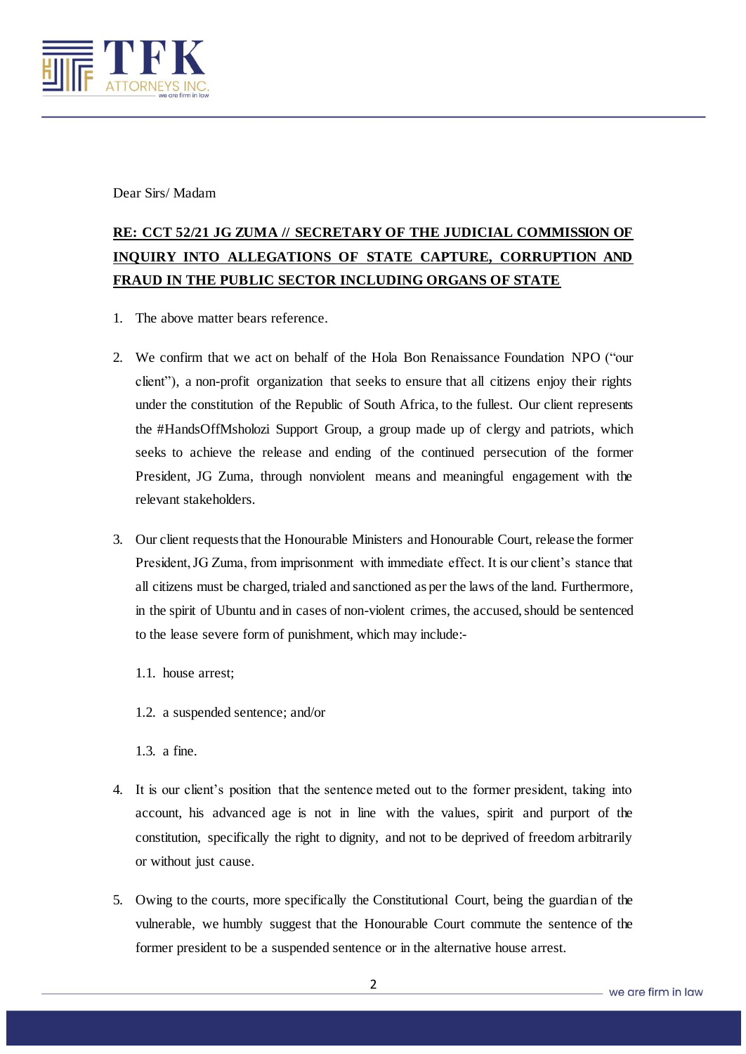Dear Sirs/ Madam

**<u>RE: CCT 52/21 JG ZUMA // SECRETARY OF THE JUDICIAL COMMISSION OF INQUIRY INTO ALLEGATIONS OF STATE CAPTURE, CORRUPTION AND FRAUD IN THE PUBLIC SECTOR INCLUDING ORGANS OF STATE</u>**

1. The above matter bears reference.

2. We confirm that we act on behalf of the Hola Bon Renaissance Foundation NPO ("our client"), a non-profit organization that seeks to ensure that all citizens enjoy their rights under the constitution of the Republic of South Africa, to the fullest. Our client represents the #HandsOffMsholozi Support Group, a group made up of clergy and patriots, which seeks to achieve the release and ending of the continued persecution of the former President, JG Zuma, through nonviolent means and meaningful engagement with the relevant stakeholders.

3. Our client requests that the Honourable Ministers and Honourable Court, release the former President, JG Zuma, from imprisonment with immediate effect. It is our client's stance that all citizens must be charged, trialed and sanctioned as per the laws of the land. Furthermore, in the spirit of Ubuntu and in cases of non-violent crimes, the accused, should be sentenced to the lease severe form of punishment, which may include:-

   1.1. house arrest;

   1.2. a suspended sentence; and/or

   1.3. a fine.

4. It is our client's position that the sentence meted out to the former president, taking into account, his advanced age is not in line with the values, spirit and purport of the constitution, specifically the right to dignity, and not to be deprived of freedom arbitrarily or without just cause.

5. Owing to the courts, more specifically the Constitutional Court, being the guardian of the vulnerable, we humbly suggest that the Honourable Court commute the sentence of the former president to be a suspended sentence or in the alternative house arrest.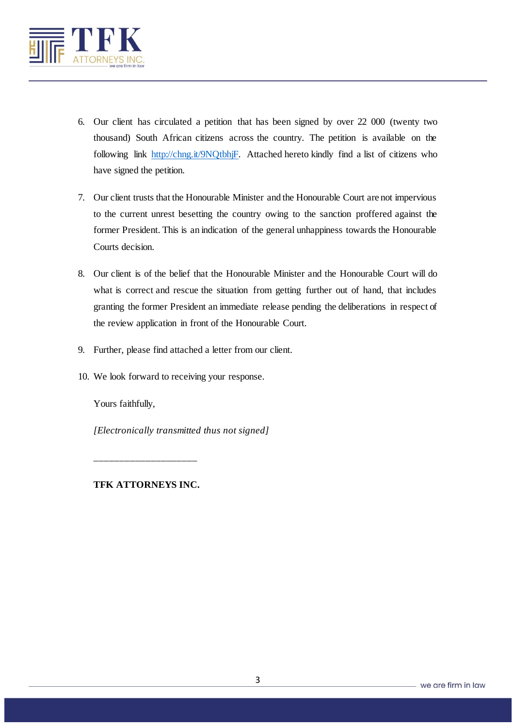6. Our client has circulated a petition that has been signed by over 22 000 (twenty two thousand) South African citizens across the country. The petition is available on the following link [http://chng.it/9NQtbhjF](http://chng.it/9NQtbhjF). Attached hereto kindly find a list of citizens who have signed the petition.

7. Our client trusts that the Honourable Minister and the Honourable Court are not impervious to the current unrest besetting the country owing to the sanction proffered against the former President. This is an indication of the general unhappiness towards the Honourable Courts decision.

8. Our client is of the belief that the Honourable Minister and the Honourable Court will do what is correct and rescue the situation from getting further out of hand, that includes granting the former President an immediate release pending the deliberations in respect of the review application in front of the Honourable Court.

9. Further, please find attached a letter from our client.

10. We look forward to receiving your response.

Yours faithfully,

*[Electronically transmitted thus not signed]*

_____________________

**TFK ATTORNEYS INC.**